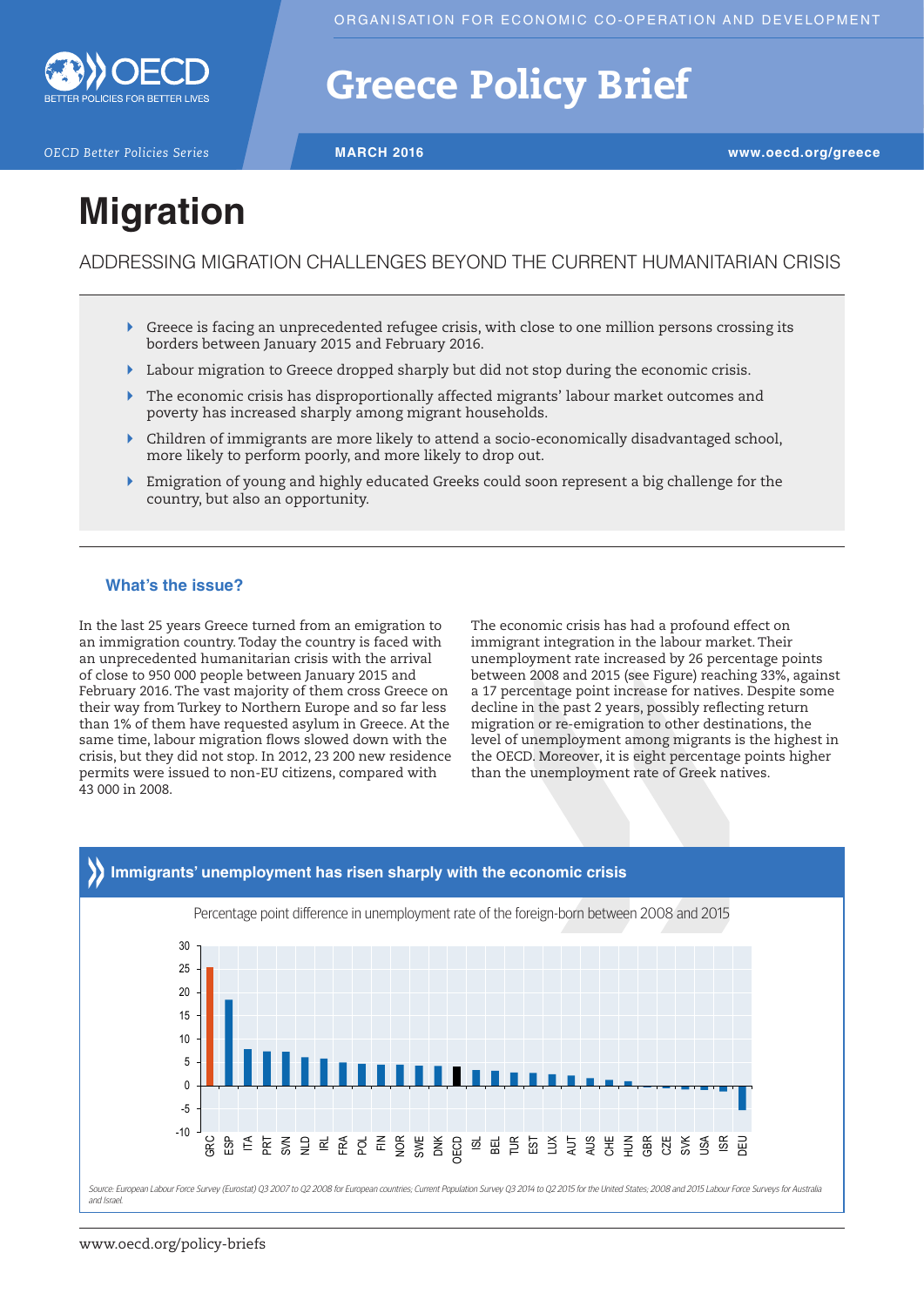ORGANISATION FOR ECONOMIC CO-OPERATION AND DEVELOPMENT

# Greece Policy Brief

OECD Better Policies Series | MARCH 2016 | www.oecd.org/greece

# Migration

## ADDRESSING MIGRATION CHALLENGES BEYOND THE CURRENT HUMANITARIAN CRISIS

- Greece is facing an unprecedented refugee crisis, with close to one million persons crossing its borders between January 2015 and February 2016.
- Labour migration to Greece dropped sharply but did not stop during the economic crisis.
- The economic crisis has disproportionally affected migrants' labour market outcomes and poverty has increased sharply among migrant households.
- Children of immigrants are more likely to attend a socio-economically disadvantaged school, more likely to perform poorly, and more likely to drop out.
- Emigration of young and highly educated Greeks could soon represent a big challenge for the country, but also an opportunity.

### What's the issue?

In the last 25 years Greece turned from an emigration to an immigration country. Today the country is faced with an unprecedented humanitarian crisis with the arrival of close to 950 000 people between January 2015 and February 2016. The vast majority of them cross Greece on their way from Turkey to Northern Europe and so far less than 1% of them have requested asylum in Greece. At the same time, labour migration flows slowed down with the crisis, but they did not stop. In 2012, 23 200 new residence permits were issued to non-EU citizens, compared with 43 000 in 2008.

The economic crisis has had a profound effect on immigrant integration in the labour market. Their unemployment rate increased by 26 percentage points between 2008 and 2015 (see Figure) reaching 33%, against a 17 percentage point increase for natives. Despite some decline in the past 2 years, possibly reflecting return migration or re-emigration to other destinations, the level of unemployment among migrants is the highest in the OECD. Moreover, it is eight percentage points higher than the unemployment rate of Greek natives.

### Immigrants' unemployment has risen sharply with the economic crisis

Percentage point difference in unemployment rate of the foreign-born between 2008 and 2015

| Country | Approx. value |
|---|---|
| GRC | 25.5 |
| ESP | 18.5 |
| ITA | 8 |
| PRT | 7.5 |
| SVN | 7.3 |
| NLD | 6.2 |
| IRL | 5.8 |
| FRA | 5 |
| POL | 4.8 |
| FIN | 4.6 |
| NOR | 4.5 |
| SWE | 4.3 |
| DNK | 4.2 |
| OECD | 4.2 |
| ISL | 3.5 |
| BEL | 3.3 |
| TUR | 2.9 |
| EST | 2.8 |
| LUX | 2.5 |
| AUT | 2.2 |
| AUS | 1.6 |
| CHE | 1.2 |
| HUN | 1 |
| GBR | -0.2 |
| CZE | -0.4 |
| SVK | -0.6 |
| USA | -0.8 |
| ISR | -1.1 |
| DEU | -5.2 |

*Source: European Labour Force Survey (Eurostat) Q3 2007 to Q2 2008 for European countries; Current Population Survey Q3 2014 to Q2 2015 for the United States; 2008 and 2015 Labour Force Surveys for Australia and Israel.*

www.oecd.org/policy-briefs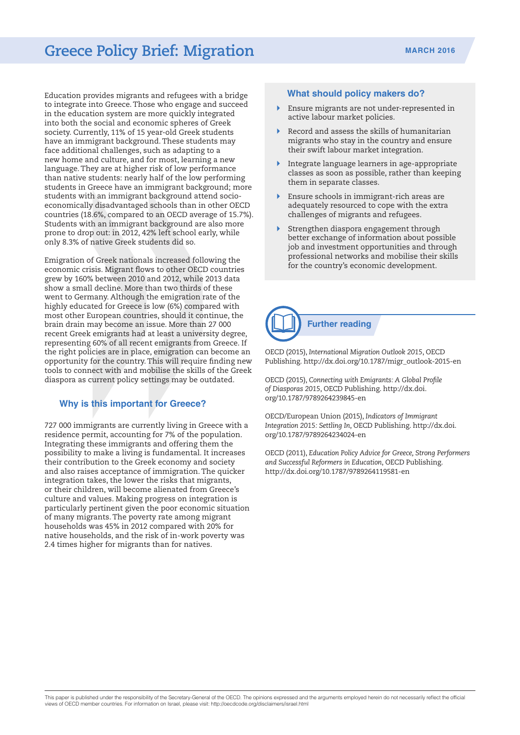Education provides migrants and refugees with a bridge to integrate into Greece. Those who engage and succeed in the education system are more quickly integrated into both the social and economic spheres of Greek society. Currently, 11% of 15 year-old Greek students have an immigrant background. These students may face additional challenges, such as adapting to a new home and culture, and for most, learning a new language. They are at higher risk of low performance than native students: nearly half of the low performing students in Greece have an immigrant background; more students with an immigrant background attend socio-economically disadvantaged schools than in other OECD countries (18.6%, compared to an OECD average of 15.7%). Students with an immigrant background are also more prone to drop out: in 2012, 42% left school early, while only 8.3% of native Greek students did so.

Emigration of Greek nationals increased following the economic crisis. Migrant flows to other OECD countries grew by 160% between 2010 and 2012, while 2013 data show a small decline. More than two thirds of these went to Germany. Although the emigration rate of the highly educated for Greece is low (6%) compared with most other European countries, should it continue, the brain drain may become an issue. More than 27 000 recent Greek emigrants had at least a university degree, representing 60% of all recent emigrants from Greece. If the right policies are in place, emigration can become an opportunity for the country. This will require finding new tools to connect with and mobilise the skills of the Greek diaspora as current policy settings may be outdated.

## Why is this important for Greece?

727 000 immigrants are currently living in Greece with a residence permit, accounting for 7% of the population. Integrating these immigrants and offering them the possibility to make a living is fundamental. It increases their contribution to the Greek economy and society and also raises acceptance of immigration. The quicker integration takes, the lower the risks that migrants, or their children, will become alienated from Greece's culture and values. Making progress on integration is particularly pertinent given the poor economic situation of many migrants. The poverty rate among migrant households was 45% in 2012 compared with 20% for native households, and the risk of in-work poverty was 2.4 times higher for migrants than for natives.

## What should policy makers do?

- Ensure migrants are not under-represented in active labour market policies.
- Record and assess the skills of humanitarian migrants who stay in the country and ensure their swift labour market integration.
- Integrate language learners in age-appropriate classes as soon as possible, rather than keeping them in separate classes.
- Ensure schools in immigrant-rich areas are adequately resourced to cope with the extra challenges of migrants and refugees.
- Strengthen diaspora engagement through better exchange of information about possible job and investment opportunities and through professional networks and mobilise their skills for the country's economic development.

## Further reading

OECD (2015), *International Migration Outlook 2015*, OECD Publishing. http://dx.doi.org/10.1787/migr_outlook-2015-en

OECD (2015), *Connecting with Emigrants: A Global Profile of Diasporas 2015*, OECD Publishing. http://dx.doi.org/10.1787/9789264239845-en

OECD/European Union (2015), *Indicators of Immigrant Integration 2015: Settling In*, OECD Publishing. http://dx.doi.org/10.1787/9789264234024-en

OECD (2011), *Education Policy Advice for Greece, Strong Performers and Successful Reformers in Education*, OECD Publishing. http://dx.doi.org/10.1787/9789264119581-en

This paper is published under the responsibility of the Secretary-General of the OECD. The opinions expressed and the arguments employed herein do not necessarily reflect the official views of OECD member countries. For information on Israel, please visit: http://oecdcode.org/disclaimers/israel.html